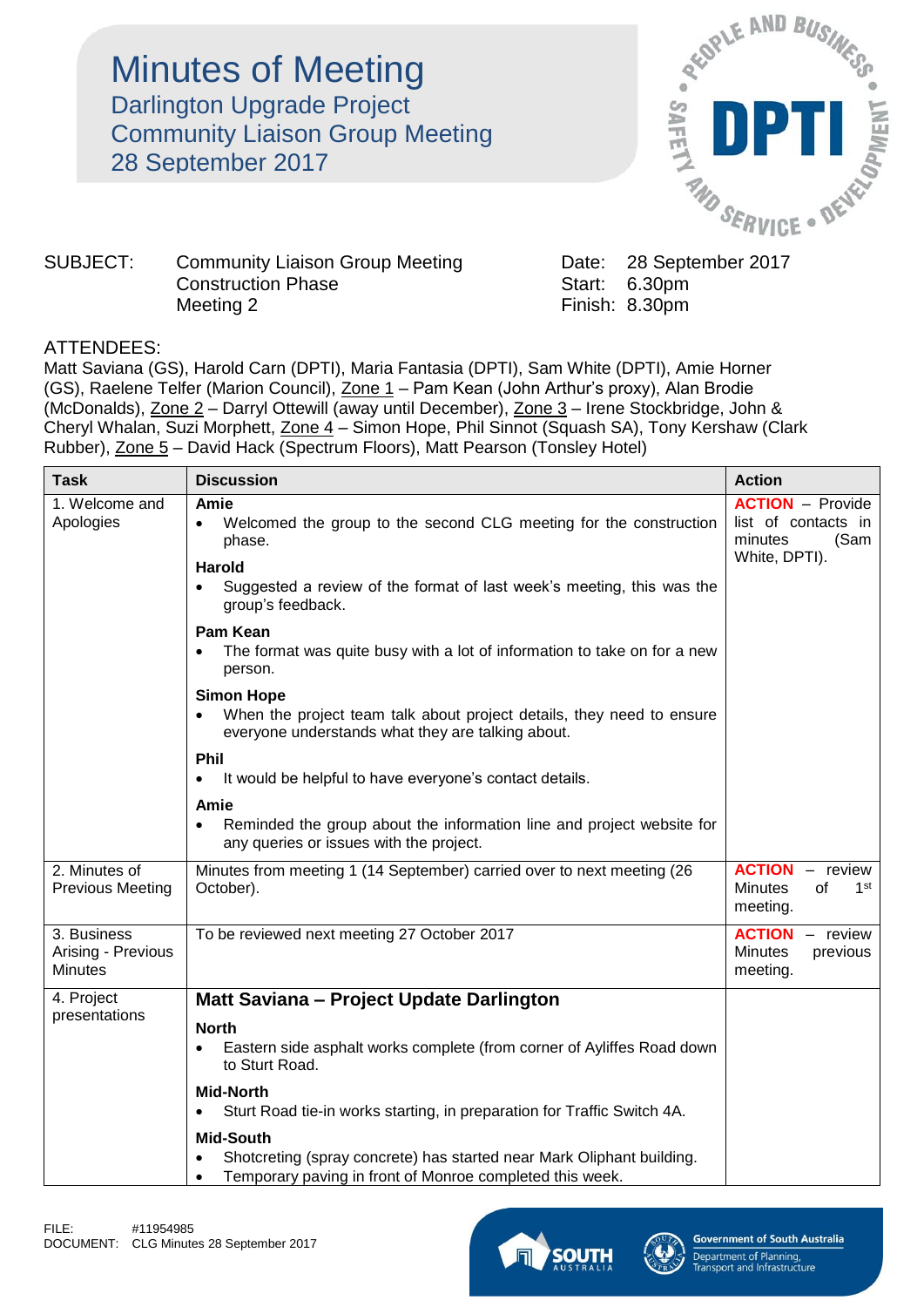# Minutes of Meeting

## Darlington Upgrade Project
## Community Liaison Group Meeting
## 28 September 2017

| | | | |
|---|---|---|---|
| SUBJECT: | Community Liaison Group Meeting<br>Construction Phase<br>Meeting 2 | Date:<br>Start:<br>Finish: | 28 September 2017<br>6.30pm<br>8.30pm |

ATTENDEES:
Matt Saviana (GS), Harold Carn (DPTI), Maria Fantasia (DPTI), Sam White (DPTI), Amie Horner (GS), Raelene Telfer (Marion Council), Zone 1 – Pam Kean (John Arthur's proxy), Alan Brodie (McDonalds), Zone 2 – Darryl Ottewill (away until December), Zone 3 – Irene Stockbridge, John & Cheryl Whalan, Suzi Morphett, Zone 4 – Simon Hope, Phil Sinnot (Squash SA), Tony Kershaw (Clark Rubber), Zone 5 – David Hack (Spectrum Floors), Matt Pearson (Tonsley Hotel)

| Task | Discussion | Action |
|---|---|---|
| 1. Welcome and Apologies | **Amie**<br>• Welcomed the group to the second CLG meeting for the construction phase.<br>**Harold**<br>• Suggested a review of the format of last week's meeting, this was the group's feedback.<br>**Pam Kean**<br>• The format was quite busy with a lot of information to take on for a new person.<br>**Simon Hope**<br>• When the project team talk about project details, they need to ensure everyone understands what they are talking about.<br>**Phil**<br>• It would be helpful to have everyone's contact details.<br>**Amie**<br>• Reminded the group about the information line and project website for any queries or issues with the project. | **ACTION** – Provide list of contacts in minutes (Sam White, DPTI). |
| 2. Minutes of Previous Meeting | Minutes from meeting 1 (14 September) carried over to next meeting (26 October). | **ACTION** – review Minutes of 1st meeting. |
| 3. Business Arising - Previous Minutes | To be reviewed next meeting 27 October 2017 | **ACTION** – review Minutes previous meeting. |
| 4. Project presentations | **Matt Saviana – Project Update Darlington**<br>**North**<br>• Eastern side asphalt works complete (from corner of Ayliffes Road down to Sturt Road.<br>**Mid-North**<br>• Sturt Road tie-in works starting, in preparation for Traffic Switch 4A.<br>**Mid-South**<br>• Shotcreting (spray concrete) has started near Mark Oliphant building.<br>• Temporary paving in front of Monroe completed this week. | |

FILE: #11954985
DOCUMENT: CLG Minutes 28 September 2017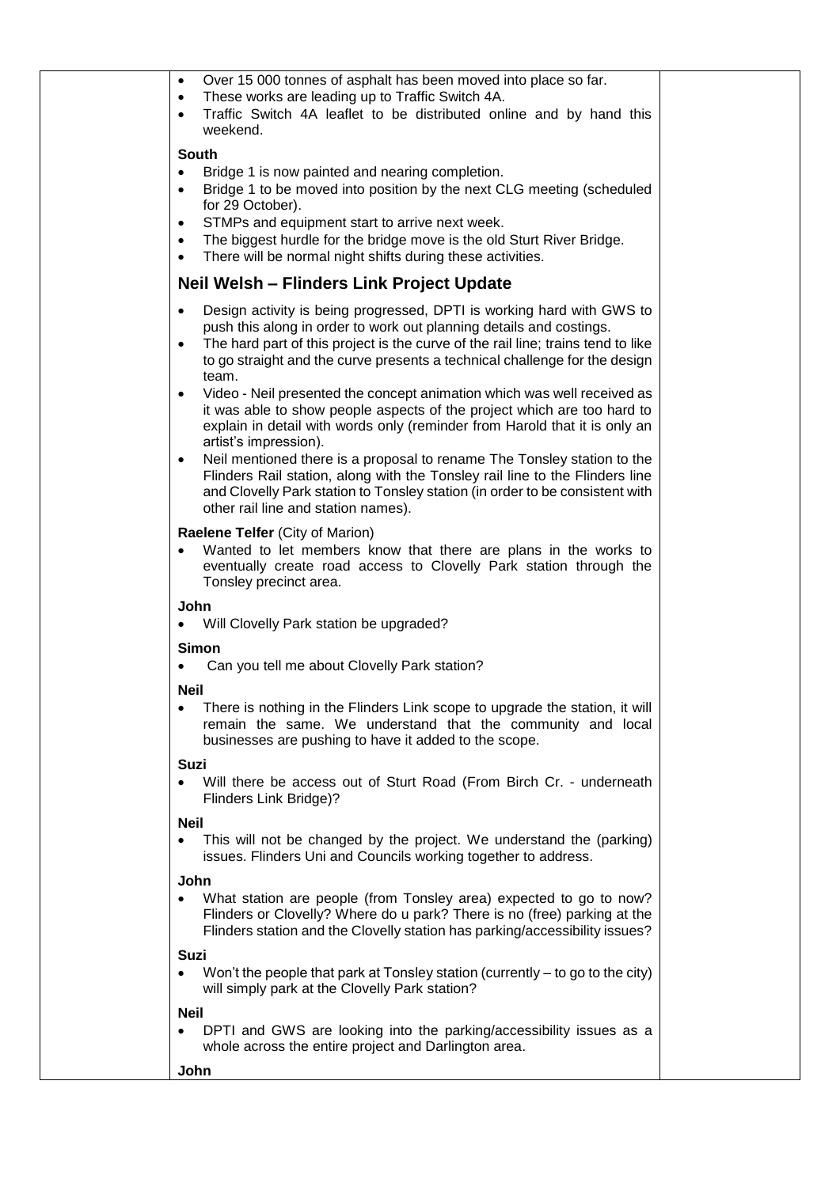- Over 15 000 tonnes of asphalt has been moved into place so far.
- These works are leading up to Traffic Switch 4A.
- Traffic Switch 4A leaflet to be distributed online and by hand this weekend.

**South**

- Bridge 1 is now painted and nearing completion.
- Bridge 1 to be moved into position by the next CLG meeting (scheduled for 29 October).
- STMPs and equipment start to arrive next week.
- The biggest hurdle for the bridge move is the old Sturt River Bridge.
- There will be normal night shifts during these activities.

## Neil Welsh – Flinders Link Project Update

- Design activity is being progressed, DPTI is working hard with GWS to push this along in order to work out planning details and costings.
- The hard part of this project is the curve of the rail line; trains tend to like to go straight and the curve presents a technical challenge for the design team.
- Video - Neil presented the concept animation which was well received as it was able to show people aspects of the project which are too hard to explain in detail with words only (reminder from Harold that it is only an artist's impression).
- Neil mentioned there is a proposal to rename The Tonsley station to the Flinders Rail station, along with the Tonsley rail line to the Flinders line and Clovelly Park station to Tonsley station (in order to be consistent with other rail line and station names).

**Raelene Telfer** (City of Marion)

- Wanted to let members know that there are plans in the works to eventually create road access to Clovelly Park station through the Tonsley precinct area.

**John**

- Will Clovelly Park station be upgraded?

**Simon**

- Can you tell me about Clovelly Park station?

**Neil**

- There is nothing in the Flinders Link scope to upgrade the station, it will remain the same. We understand that the community and local businesses are pushing to have it added to the scope.

**Suzi**

- Will there be access out of Sturt Road (From Birch Cr. - underneath Flinders Link Bridge)?

**Neil**

- This will not be changed by the project. We understand the (parking) issues. Flinders Uni and Councils working together to address.

**John**

- What station are people (from Tonsley area) expected to go to now? Flinders or Clovelly? Where do u park? There is no (free) parking at the Flinders station and the Clovelly station has parking/accessibility issues?

**Suzi**

- Won't the people that park at Tonsley station (currently – to go to the city) will simply park at the Clovelly Park station?

**Neil**

- DPTI and GWS are looking into the parking/accessibility issues as a whole across the entire project and Darlington area.

**John**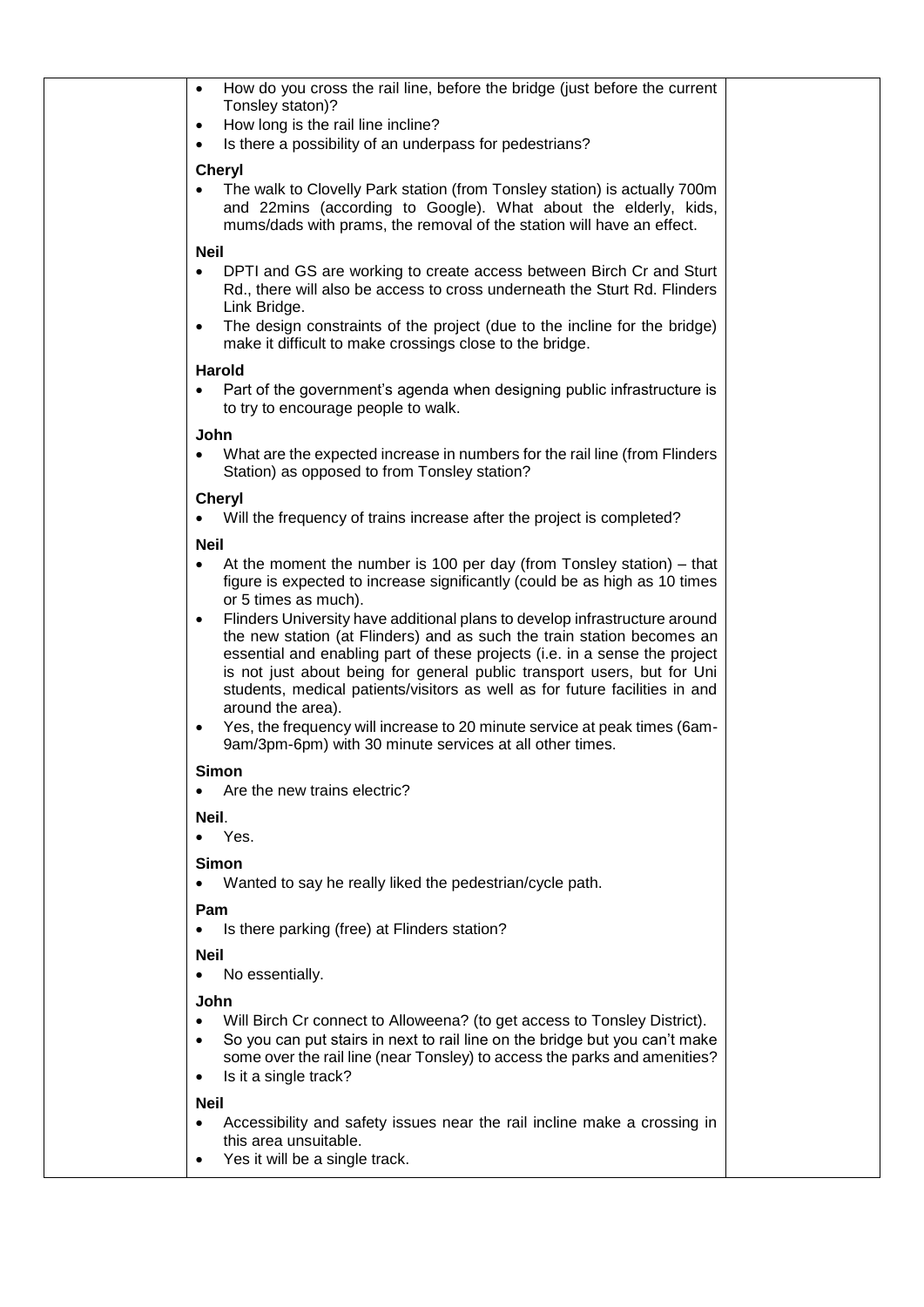- How do you cross the rail line, before the bridge (just before the current Tonsley staton)?
- How long is the rail line incline?
- Is there a possibility of an underpass for pedestrians?

**Cheryl**

- The walk to Clovelly Park station (from Tonsley station) is actually 700m and 22mins (according to Google). What about the elderly, kids, mums/dads with prams, the removal of the station will have an effect.

**Neil**

- DPTI and GS are working to create access between Birch Cr and Sturt Rd., there will also be access to cross underneath the Sturt Rd. Flinders Link Bridge.
- The design constraints of the project (due to the incline for the bridge) make it difficult to make crossings close to the bridge.

**Harold**

- Part of the government's agenda when designing public infrastructure is to try to encourage people to walk.

**John**

- What are the expected increase in numbers for the rail line (from Flinders Station) as opposed to from Tonsley station?

**Cheryl**

- Will the frequency of trains increase after the project is completed?

**Neil**

- At the moment the number is 100 per day (from Tonsley station) – that figure is expected to increase significantly (could be as high as 10 times or 5 times as much).
- Flinders University have additional plans to develop infrastructure around the new station (at Flinders) and as such the train station becomes an essential and enabling part of these projects (i.e. in a sense the project is not just about being for general public transport users, but for Uni students, medical patients/visitors as well as for future facilities in and around the area).
- Yes, the frequency will increase to 20 minute service at peak times (6am-9am/3pm-6pm) with 30 minute services at all other times.

**Simon**

- Are the new trains electric?

**Neil**.

- Yes.

**Simon**

- Wanted to say he really liked the pedestrian/cycle path.

**Pam**

- Is there parking (free) at Flinders station?

**Neil**

- No essentially.

**John**

- Will Birch Cr connect to Alloweena? (to get access to Tonsley District).
- So you can put stairs in next to rail line on the bridge but you can't make some over the rail line (near Tonsley) to access the parks and amenities?
- Is it a single track?

**Neil**

- Accessibility and safety issues near the rail incline make a crossing in this area unsuitable.
- Yes it will be a single track.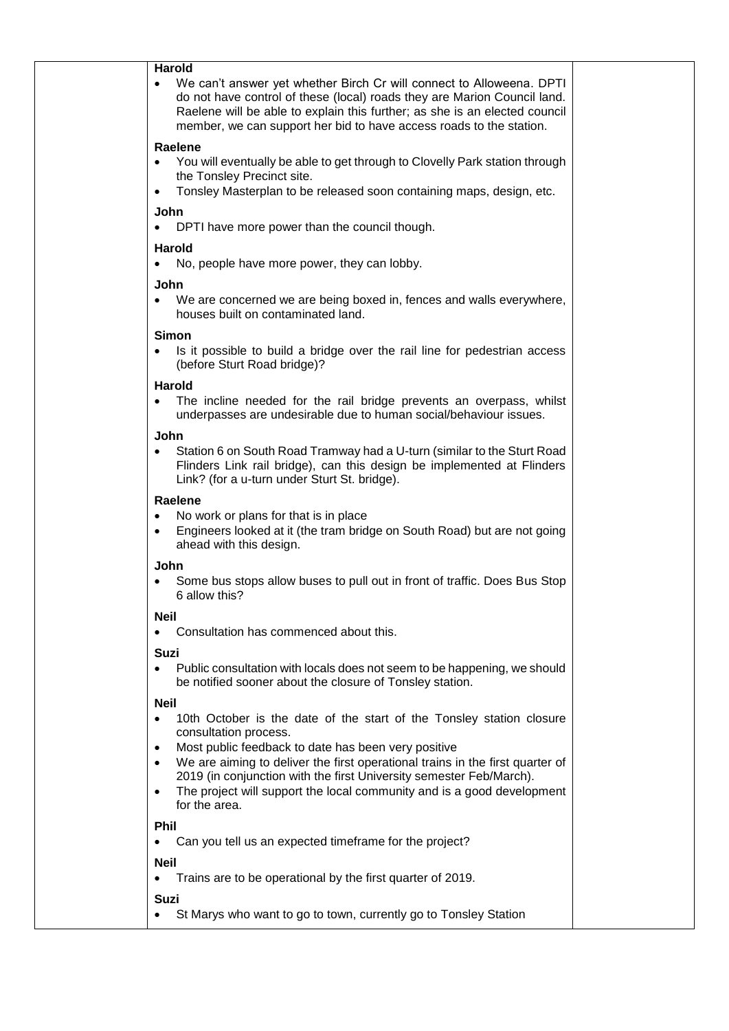**Harold**

- We can't answer yet whether Birch Cr will connect to Alloweena. DPTI do not have control of these (local) roads they are Marion Council land. Raelene will be able to explain this further; as she is an elected council member, we can support her bid to have access roads to the station.

**Raelene**

- You will eventually be able to get through to Clovelly Park station through the Tonsley Precinct site.
- Tonsley Masterplan to be released soon containing maps, design, etc.

**John**

- DPTI have more power than the council though.

**Harold**

- No, people have more power, they can lobby.

**John**

- We are concerned we are being boxed in, fences and walls everywhere, houses built on contaminated land.

**Simon**

- Is it possible to build a bridge over the rail line for pedestrian access (before Sturt Road bridge)?

**Harold**

- The incline needed for the rail bridge prevents an overpass, whilst underpasses are undesirable due to human social/behaviour issues.

**John**

- Station 6 on South Road Tramway had a U-turn (similar to the Sturt Road Flinders Link rail bridge), can this design be implemented at Flinders Link? (for a u-turn under Sturt St. bridge).

**Raelene**

- No work or plans for that is in place
- Engineers looked at it (the tram bridge on South Road) but are not going ahead with this design.

**John**

- Some bus stops allow buses to pull out in front of traffic. Does Bus Stop 6 allow this?

**Neil**

- Consultation has commenced about this.

**Suzi**

- Public consultation with locals does not seem to be happening, we should be notified sooner about the closure of Tonsley station.

**Neil**

- 10th October is the date of the start of the Tonsley station closure consultation process.
- Most public feedback to date has been very positive
- We are aiming to deliver the first operational trains in the first quarter of 2019 (in conjunction with the first University semester Feb/March).
- The project will support the local community and is a good development for the area.

**Phil**

- Can you tell us an expected timeframe for the project?

**Neil**

- Trains are to be operational by the first quarter of 2019.

**Suzi**

- St Marys who want to go to town, currently go to Tonsley Station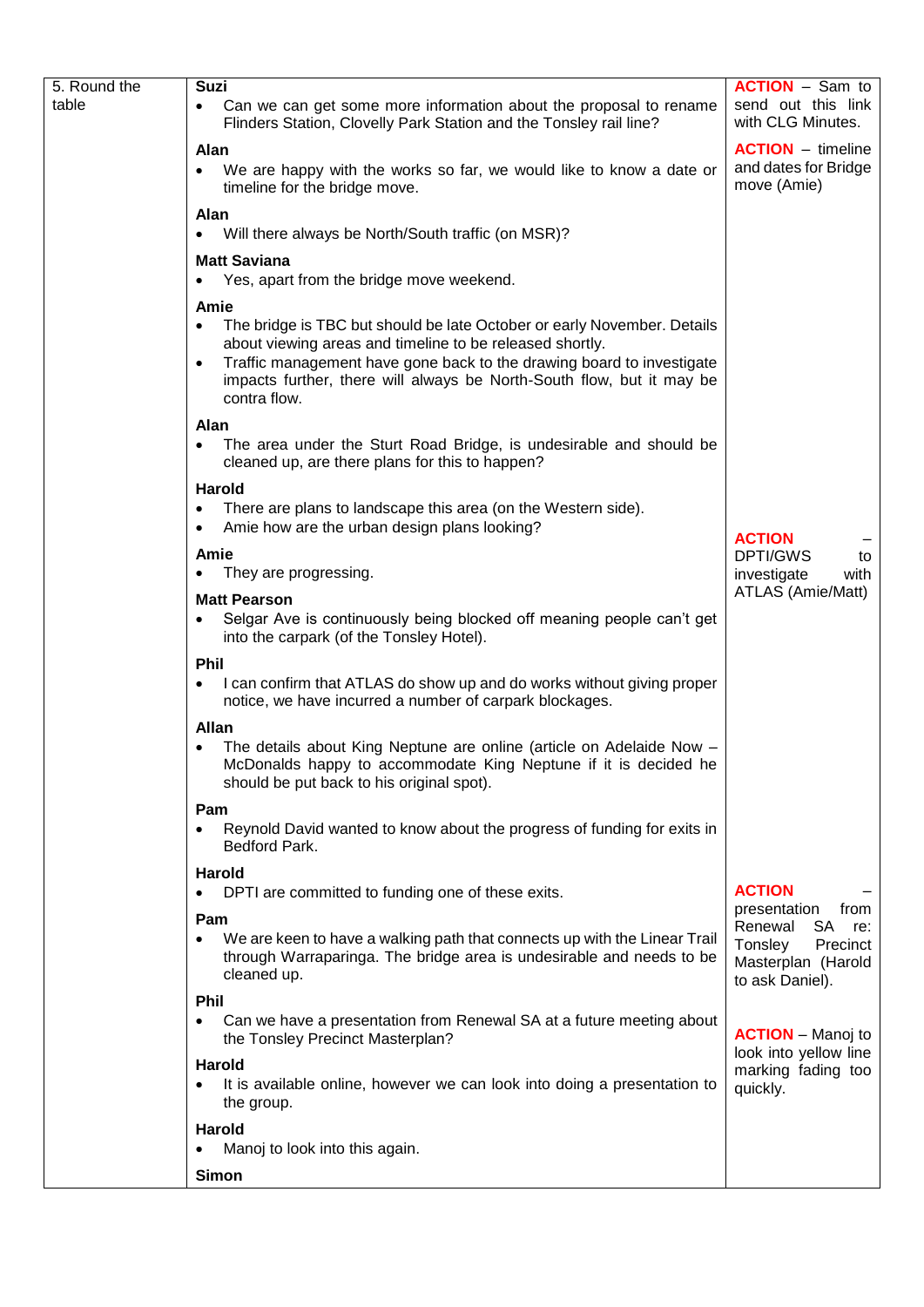| 5. Round the table | **Suzi**<br>• Can we can get some more information about the proposal to rename Flinders Station, Clovelly Park Station and the Tonsley rail line?<br><br>**Alan**<br>• We are happy with the works so far, we would like to know a date or timeline for the bridge move.<br><br>**Alan**<br>• Will there always be North/South traffic (on MSR)?<br><br>**Matt Saviana**<br>• Yes, apart from the bridge move weekend.<br><br>**Amie**<br>• The bridge is TBC but should be late October or early November. Details about viewing areas and timeline to be released shortly.<br>• Traffic management have gone back to the drawing board to investigate impacts further, there will always be North-South flow, but it may be contra flow.<br><br>**Alan**<br>• The area under the Sturt Road Bridge, is undesirable and should be cleaned up, are there plans for this to happen?<br><br>**Harold**<br>• There are plans to landscape this area (on the Western side).<br>• Amie how are the urban design plans looking?<br><br>**Amie**<br>• They are progressing.<br><br>**Matt Pearson**<br>• Selgar Ave is continuously being blocked off meaning people can't get into the carpark (of the Tonsley Hotel).<br><br>**Phil**<br>• I can confirm that ATLAS do show up and do works without giving proper notice, we have incurred a number of carpark blockages.<br><br>**Allan**<br>• The details about King Neptune are online (article on Adelaide Now – McDonalds happy to accommodate King Neptune if it is decided he should be put back to his original spot).<br><br>**Pam**<br>• Reynold David wanted to know about the progress of funding for exits in Bedford Park.<br><br>**Harold**<br>• DPTI are committed to funding one of these exits.<br><br>**Pam**<br>• We are keen to have a walking path that connects up with the Linear Trail through Warraparinga. The bridge area is undesirable and needs to be cleaned up.<br><br>**Phil**<br>• Can we have a presentation from Renewal SA at a future meeting about the Tonsley Precinct Masterplan?<br><br>**Harold**<br>• It is available online, however we can look into doing a presentation to the group.<br><br>**Harold**<br>• Manoj to look into this again.<br><br>**Simon** | **ACTION** – Sam to send out this link with CLG Minutes.<br><br>**ACTION** – timeline and dates for Bridge move (Amie)<br><br>**ACTION** – DPTI/GWS to investigate with ATLAS (Amie/Matt)<br><br>**ACTION** – presentation from Renewal SA re: Tonsley Precinct Masterplan (Harold to ask Daniel).<br><br>**ACTION** – Manoj to look into yellow line marking fading too quickly. |
|---|---|---|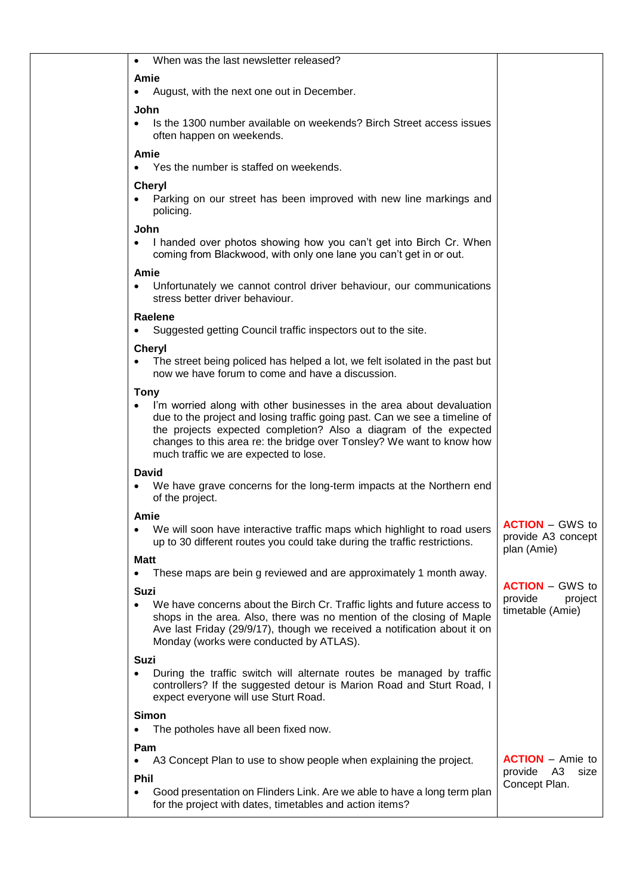| | | |
|---|---|---|
| | • When was the last newsletter released?<br><br>**Amie**<br>• August, with the next one out in December.<br><br>**John**<br>• Is the 1300 number available on weekends? Birch Street access issues often happen on weekends.<br><br>**Amie**<br>• Yes the number is staffed on weekends.<br><br>**Cheryl**<br>• Parking on our street has been improved with new line markings and policing.<br><br>**John**<br>• I handed over photos showing how you can't get into Birch Cr. When coming from Blackwood, with only one lane you can't get in or out.<br><br>**Amie**<br>• Unfortunately we cannot control driver behaviour, our communications stress better driver behaviour.<br><br>**Raelene**<br>• Suggested getting Council traffic inspectors out to the site.<br><br>**Cheryl**<br>• The street being policed has helped a lot, we felt isolated in the past but now we have forum to come and have a discussion.<br><br>**Tony**<br>• I'm worried along with other businesses in the area about devaluation due to the project and losing traffic going past. Can we see a timeline of the projects expected completion? Also a diagram of the expected changes to this area re: the bridge over Tonsley? We want to know how much traffic we are expected to lose.<br><br>**David**<br>• We have grave concerns for the long-term impacts at the Northern end of the project.<br><br>**Amie**<br>• We will soon have interactive traffic maps which highlight to road users up to 30 different routes you could take during the traffic restrictions.<br><br>**Matt**<br>• These maps are bein g reviewed and are approximately 1 month away.<br><br>**Suzi**<br>• We have concerns about the Birch Cr. Traffic lights and future access to shops in the area. Also, there was no mention of the closing of Maple Ave last Friday (29/9/17), though we received a notification about it on Monday (works were conducted by ATLAS).<br><br>**Suzi**<br>• During the traffic switch will alternate routes be managed by traffic controllers? If the suggested detour is Marion Road and Sturt Road, I expect everyone will use Sturt Road.<br><br>**Simon**<br>• The potholes have all been fixed now.<br><br>**Pam**<br>• A3 Concept Plan to use to show people when explaining the project.<br><br>**Phil**<br>• Good presentation on Flinders Link. Are we able to have a long term plan for the project with dates, timetables and action items? | **ACTION** – GWS to provide A3 concept plan (Amie)<br><br>**ACTION** – GWS to provide project timetable (Amie)<br><br>**ACTION** – Amie to provide A3 size Concept Plan. |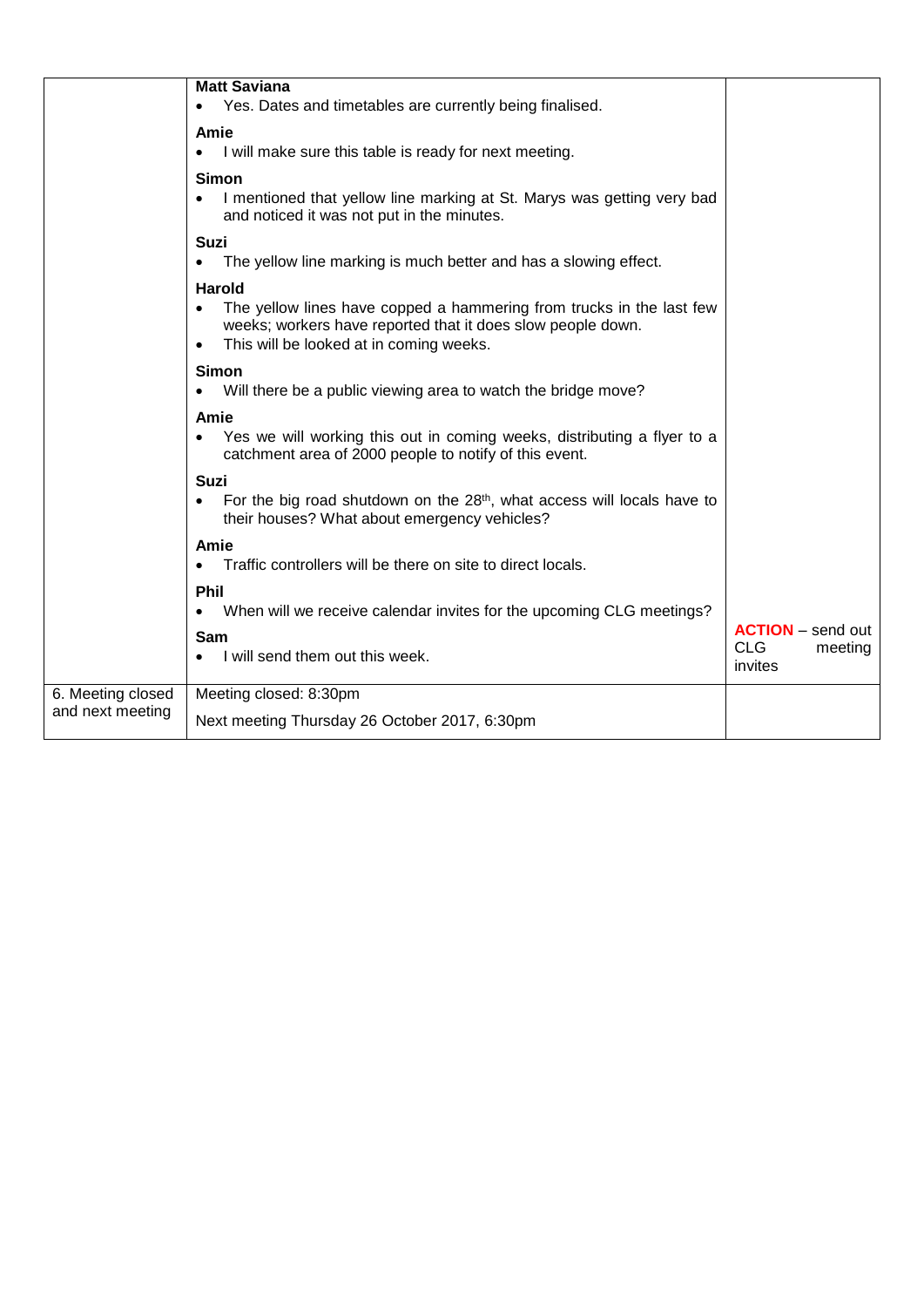| | | |
|---|---|---|
| | **Matt Saviana**<br>• Yes. Dates and timetables are currently being finalised.<br>**Amie**<br>• I will make sure this table is ready for next meeting.<br>**Simon**<br>• I mentioned that yellow line marking at St. Marys was getting very bad and noticed it was not put in the minutes.<br>**Suzi**<br>• The yellow line marking is much better and has a slowing effect.<br>**Harold**<br>• The yellow lines have copped a hammering from trucks in the last few weeks; workers have reported that it does slow people down.<br>• This will be looked at in coming weeks.<br>**Simon**<br>• Will there be a public viewing area to watch the bridge move?<br>**Amie**<br>• Yes we will working this out in coming weeks, distributing a flyer to a catchment area of 2000 people to notify of this event.<br>**Suzi**<br>• For the big road shutdown on the 28th, what access will locals have to their houses? What about emergency vehicles?<br>**Amie**<br>• Traffic controllers will be there on site to direct locals.<br>**Phil**<br>• When will we receive calendar invites for the upcoming CLG meetings?<br>**Sam**<br>• I will send them out this week. | **ACTION** – send out CLG meeting invites |
| 6. Meeting closed and next meeting | Meeting closed: 8:30pm<br>Next meeting Thursday 26 October 2017, 6:30pm | |